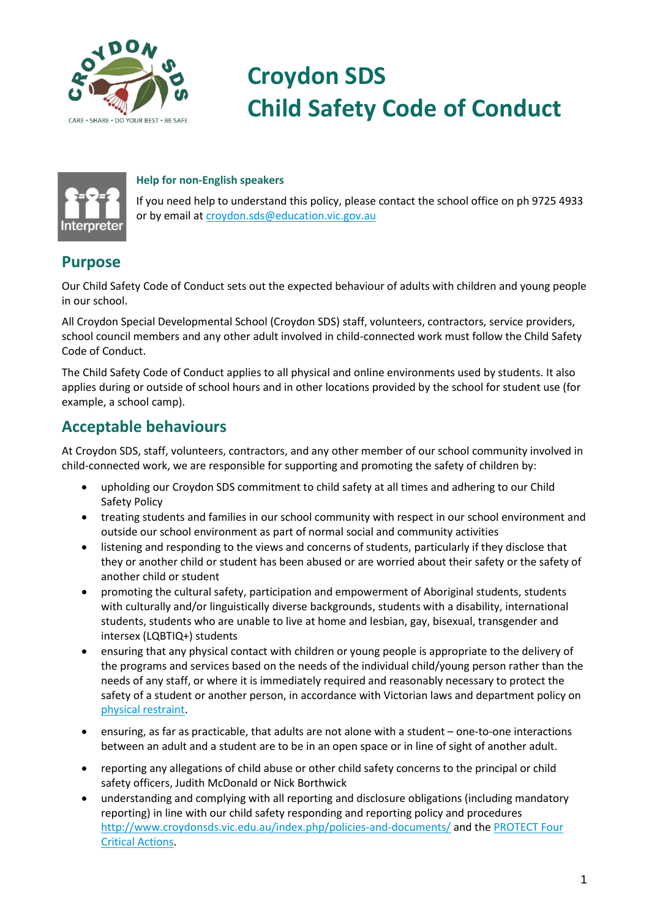# Croydon SDS
# Child Safety Code of Conduct

CARE • SHARE • DO YOUR BEST • BE SAFE

**Help for non-English speakers**

If you need help to understand this policy, please contact the school office on ph 9725 4933 or by email at croydon.sds@education.vic.gov.au

## Purpose

Our Child Safety Code of Conduct sets out the expected behaviour of adults with children and young people in our school.

All Croydon Special Developmental School (Croydon SDS) staff, volunteers, contractors, service providers, school council members and any other adult involved in child-connected work must follow the Child Safety Code of Conduct.

The Child Safety Code of Conduct applies to all physical and online environments used by students. It also applies during or outside of school hours and in other locations provided by the school for student use (for example, a school camp).

## Acceptable behaviours

At Croydon SDS, staff, volunteers, contractors, and any other member of our school community involved in child-connected work, we are responsible for supporting and promoting the safety of children by:

- upholding our Croydon SDS commitment to child safety at all times and adhering to our Child Safety Policy
- treating students and families in our school community with respect in our school environment and outside our school environment as part of normal social and community activities
- listening and responding to the views and concerns of students, particularly if they disclose that they or another child or student has been abused or are worried about their safety or the safety of another child or student
- promoting the cultural safety, participation and empowerment of Aboriginal students, students with culturally and/or linguistically diverse backgrounds, students with a disability, international students, students who are unable to live at home and lesbian, gay, bisexual, transgender and intersex (LQBTIQ+) students
- ensuring that any physical contact with children or young people is appropriate to the delivery of the programs and services based on the needs of the individual child/young person rather than the needs of any staff, or where it is immediately required and reasonably necessary to protect the safety of a student or another person, in accordance with Victorian laws and department policy on physical restraint.
- ensuring, as far as practicable, that adults are not alone with a student – one-to-one interactions between an adult and a student are to be in an open space or in line of sight of another adult.
- reporting any allegations of child abuse or other child safety concerns to the principal or child safety officers, Judith McDonald or Nick Borthwick
- understanding and complying with all reporting and disclosure obligations (including mandatory reporting) in line with our child safety responding and reporting policy and procedures http://www.croydonsds.vic.edu.au/index.php/policies-and-documents/ and the PROTECT Four Critical Actions.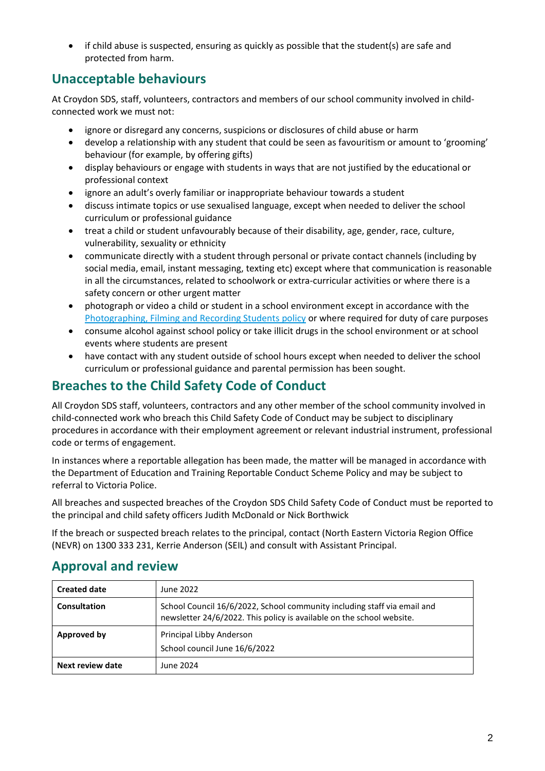- if child abuse is suspected, ensuring as quickly as possible that the student(s) are safe and protected from harm.

## Unacceptable behaviours

At Croydon SDS, staff, volunteers, contractors and members of our school community involved in child-connected work we must not:

- ignore or disregard any concerns, suspicions or disclosures of child abuse or harm
- develop a relationship with any student that could be seen as favouritism or amount to 'grooming' behaviour (for example, by offering gifts)
- display behaviours or engage with students in ways that are not justified by the educational or professional context
- ignore an adult's overly familiar or inappropriate behaviour towards a student
- discuss intimate topics or use sexualised language, except when needed to deliver the school curriculum or professional guidance
- treat a child or student unfavourably because of their disability, age, gender, race, culture, vulnerability, sexuality or ethnicity
- communicate directly with a student through personal or private contact channels (including by social media, email, instant messaging, texting etc) except where that communication is reasonable in all the circumstances, related to schoolwork or extra-curricular activities or where there is a safety concern or other urgent matter
- photograph or video a child or student in a school environment except in accordance with the Photographing, Filming and Recording Students policy or where required for duty of care purposes
- consume alcohol against school policy or take illicit drugs in the school environment or at school events where students are present
- have contact with any student outside of school hours except when needed to deliver the school curriculum or professional guidance and parental permission has been sought.

## Breaches to the Child Safety Code of Conduct

All Croydon SDS staff, volunteers, contractors and any other member of the school community involved in child-connected work who breach this Child Safety Code of Conduct may be subject to disciplinary procedures in accordance with their employment agreement or relevant industrial instrument, professional code or terms of engagement.

In instances where a reportable allegation has been made, the matter will be managed in accordance with the Department of Education and Training Reportable Conduct Scheme Policy and may be subject to referral to Victoria Police.

All breaches and suspected breaches of the Croydon SDS Child Safety Code of Conduct must be reported to the principal and child safety officers Judith McDonald or Nick Borthwick

If the breach or suspected breach relates to the principal, contact (North Eastern Victoria Region Office (NEVR) on 1300 333 231, Kerrie Anderson (SEIL) and consult with Assistant Principal.

## Approval and review

| | |
|---|---|
| **Created date** | June 2022 |
| **Consultation** | School Council 16/6/2022, School community including staff via email and newsletter 24/6/2022. This policy is available on the school website. |
| **Approved by** | Principal Libby Anderson<br>School council June 16/6/2022 |
| **Next review date** | June 2024 |